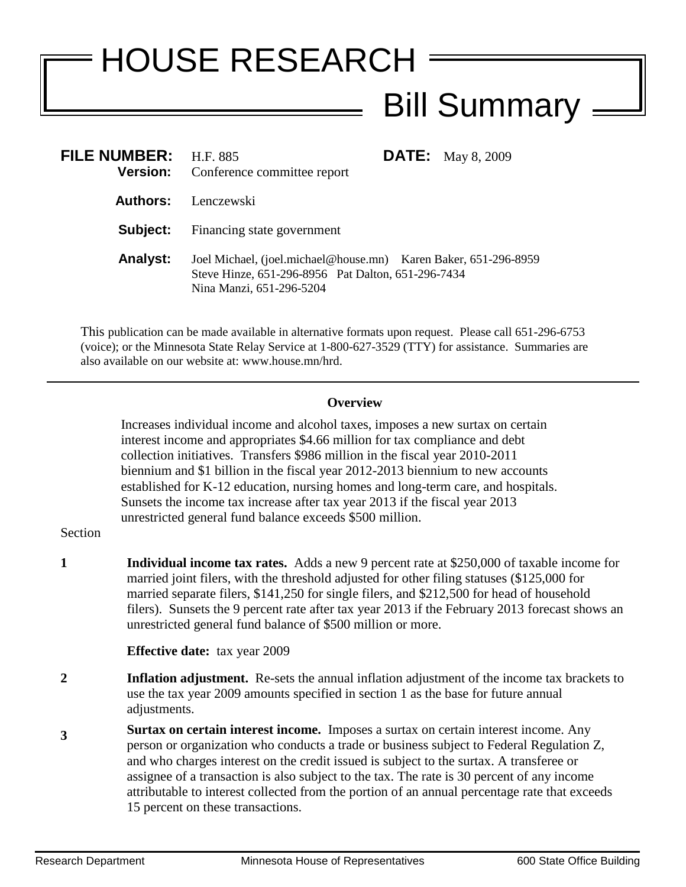# HOUSE RESEARCH

## Bill Summary

**FILE NUMBER:** H.F. 885 **DATE:** May 8, 2009

**Version:** Conference committee report

**Authors:** Lenczewski

**Subject:** Financing state government

**Analyst:** Joel Michael, (joel.michael@house.mn) Karen Baker, 651-296-8959
Steve Hinze, 651-296-8956 Pat Dalton, 651-296-7434
Nina Manzi, 651-296-5204

This publication can be made available in alternative formats upon request. Please call 651-296-6753 (voice); or the Minnesota State Relay Service at 1-800-627-3529 (TTY) for assistance. Summaries are also available on our website at: www.house.mn/hrd.

---

**Overview**

Increases individual income and alcohol taxes, imposes a new surtax on certain interest income and appropriates $4.66 million for tax compliance and debt collection initiatives. Transfers $986 million in the fiscal year 2010-2011 biennium and $1 billion in the fiscal year 2012-2013 biennium to new accounts established for K-12 education, nursing homes and long-term care, and hospitals. Sunsets the income tax increase after tax year 2013 if the fiscal year 2013 unrestricted general fund balance exceeds $500 million.

Section

**1** **Individual income tax rates.** Adds a new 9 percent rate at $250,000 of taxable income for married joint filers, with the threshold adjusted for other filing statuses ($125,000 for married separate filers, $141,250 for single filers, and $212,500 for head of household filers). Sunsets the 9 percent rate after tax year 2013 if the February 2013 forecast shows an unrestricted general fund balance of $500 million or more.

**Effective date:** tax year 2009

**2** **Inflation adjustment.** Re-sets the annual inflation adjustment of the income tax brackets to use the tax year 2009 amounts specified in section 1 as the base for future annual adjustments.

**3** **Surtax on certain interest income.** Imposes a surtax on certain interest income. Any person or organization who conducts a trade or business subject to Federal Regulation Z, and who charges interest on the credit issued is subject to the surtax. A transferee or assignee of a transaction is also subject to the tax. The rate is 30 percent of any income attributable to interest collected from the portion of an annual percentage rate that exceeds 15 percent on these transactions.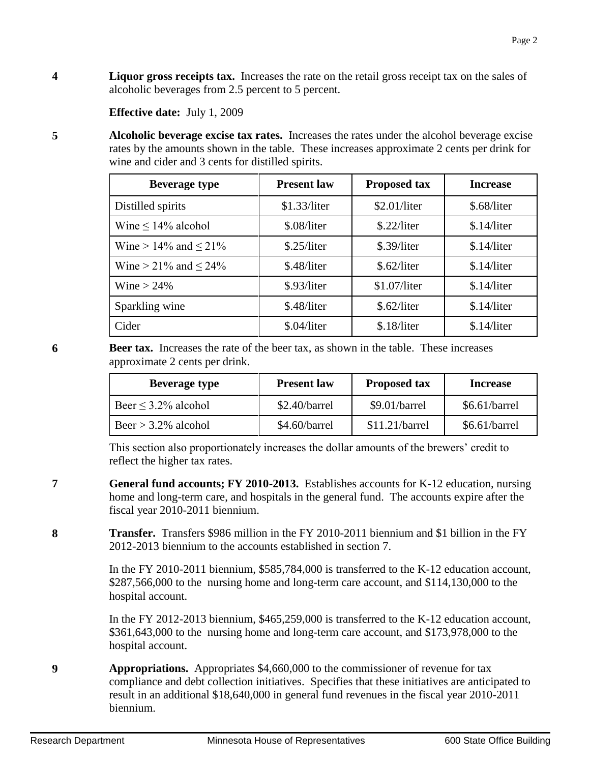**4** **Liquor gross receipts tax.** Increases the rate on the retail gross receipt tax on the sales of alcoholic beverages from 2.5 percent to 5 percent.

**Effective date:** July 1, 2009

**5** **Alcoholic beverage excise tax rates.** Increases the rates under the alcohol beverage excise rates by the amounts shown in the table. These increases approximate 2 cents per drink for wine and cider and 3 cents for distilled spirits.

| Beverage type | Present law | Proposed tax | Increase |
|---|---|---|---|
| Distilled spirits | $1.33/liter | $2.01/liter | $.68/liter |
| Wine ≤ 14% alcohol | $.08/liter | $.22/liter | $.14/liter |
| Wine > 14% and ≤ 21% | $.25/liter | $.39/liter | $.14/liter |
| Wine > 21% and ≤ 24% | $.48/liter | $.62/liter | $.14/liter |
| Wine > 24% | $.93/liter | $1.07/liter | $.14/liter |
| Sparkling wine | $.48/liter | $.62/liter | $.14/liter |
| Cider | $.04/liter | $.18/liter | $.14/liter |

**6** **Beer tax.** Increases the rate of the beer tax, as shown in the table. These increases approximate 2 cents per drink.

| Beverage type | Present law | Proposed tax | Increase |
|---|---|---|---|
| Beer ≤ 3.2% alcohol | $2.40/barrel | $9.01/barrel | $6.61/barrel |
| Beer > 3.2% alcohol | $4.60/barrel | $11.21/barrel | $6.61/barrel |

This section also proportionately increases the dollar amounts of the brewers' credit to reflect the higher tax rates.

**7** **General fund accounts; FY 2010-2013.** Establishes accounts for K-12 education, nursing home and long-term care, and hospitals in the general fund. The accounts expire after the fiscal year 2010-2011 biennium.

**8** **Transfer.** Transfers $986 million in the FY 2010-2011 biennium and $1 billion in the FY 2012-2013 biennium to the accounts established in section 7.

In the FY 2010-2011 biennium, $585,784,000 is transferred to the K-12 education account, $287,566,000 to the nursing home and long-term care account, and $114,130,000 to the hospital account.

In the FY 2012-2013 biennium, $465,259,000 is transferred to the K-12 education account, $361,643,000 to the nursing home and long-term care account, and $173,978,000 to the hospital account.

**9** **Appropriations.** Appropriates $4,660,000 to the commissioner of revenue for tax compliance and debt collection initiatives. Specifies that these initiatives are anticipated to result in an additional $18,640,000 in general fund revenues in the fiscal year 2010-2011 biennium.